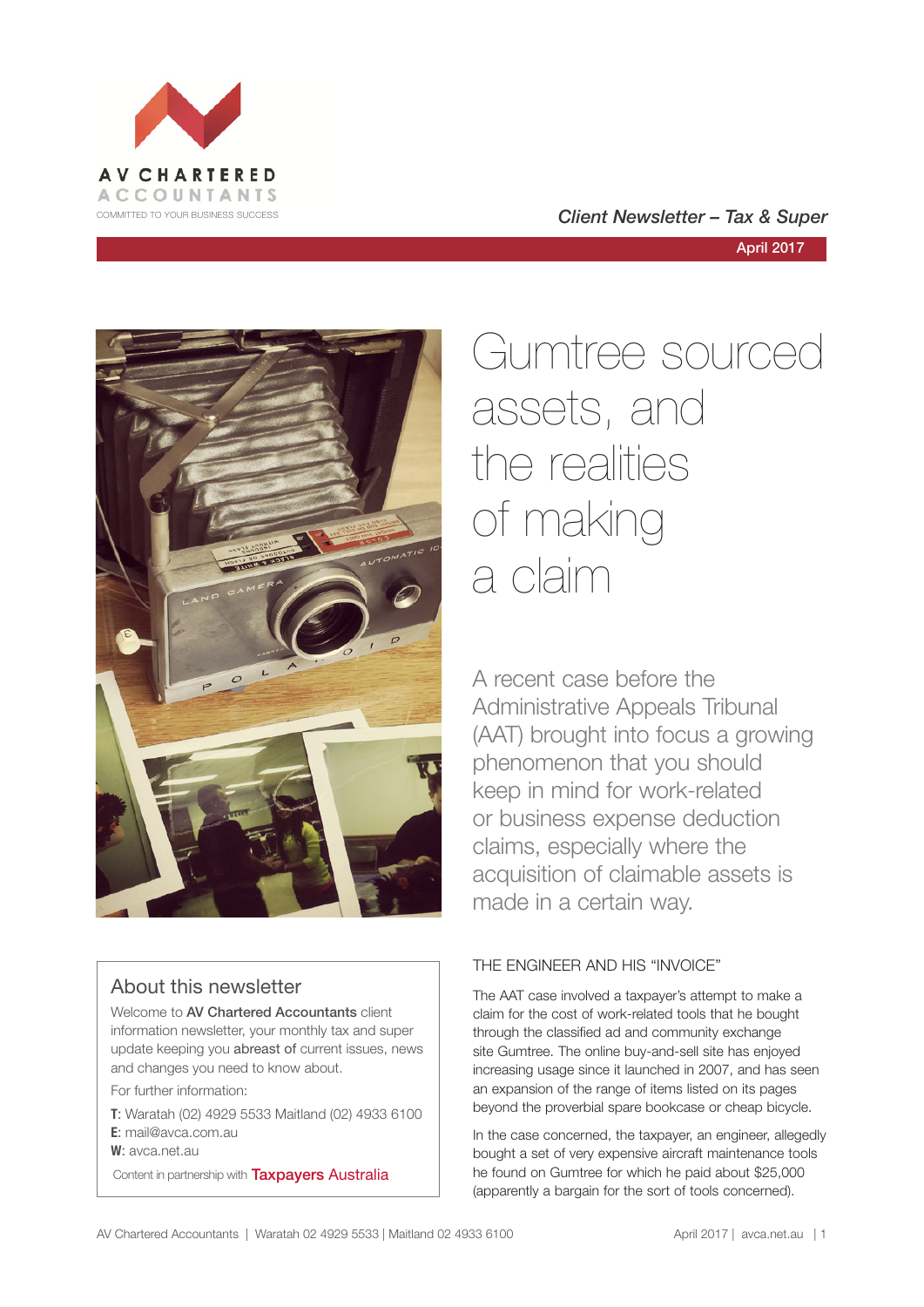AV CHARTERED ACCOUNTANTS
COMMITTED TO YOUR BUSINESS SUCCESS

*Client Newsletter – Tax & Super*

April 2017

# Gumtree sourced assets, and the realities of making a claim

A recent case before the Administrative Appeals Tribunal (AAT) brought into focus a growing phenomenon that you should keep in mind for work-related or business expense deduction claims, especially where the acquisition of claimable assets is made in a certain way.

## About this newsletter

Welcome to **AV Chartered Accountants** client information newsletter, your monthly tax and super update keeping you abreast of current issues, news and changes you need to know about.

For further information:

**T**: Waratah (02) 4929 5533 Maitland (02) 4933 6100
**E**: mail@avca.com.au
**W**: avca.net.au

Content in partnership with Taxpayers Australia

## THE ENGINEER AND HIS "INVOICE"

The AAT case involved a taxpayer's attempt to make a claim for the cost of work-related tools that he bought through the classified ad and community exchange site Gumtree. The online buy-and-sell site has enjoyed increasing usage since it launched in 2007, and has seen an expansion of the range of items listed on its pages beyond the proverbial spare bookcase or cheap bicycle.

In the case concerned, the taxpayer, an engineer, allegedly bought a set of very expensive aircraft maintenance tools he found on Gumtree for which he paid about $25,000 (apparently a bargain for the sort of tools concerned).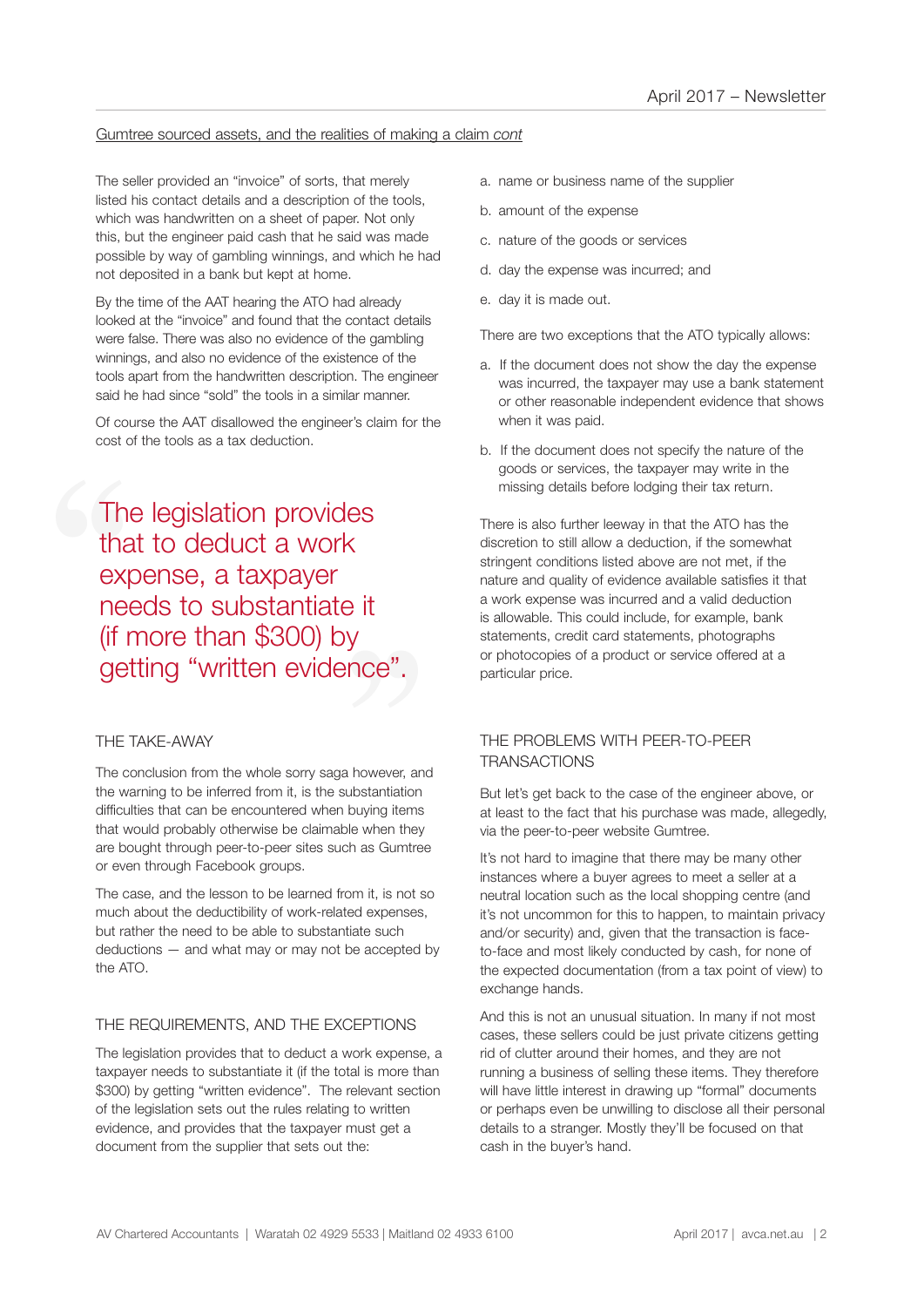Gumtree sourced assets, and the realities of making a claim *cont*

The seller provided an "invoice" of sorts, that merely listed his contact details and a description of the tools, which was handwritten on a sheet of paper. Not only this, but the engineer paid cash that he said was made possible by way of gambling winnings, and which he had not deposited in a bank but kept at home.

By the time of the AAT hearing the ATO had already looked at the "invoice" and found that the contact details were false. There was also no evidence of the gambling winnings, and also no evidence of the existence of the tools apart from the handwritten description. The engineer said he had since "sold" the tools in a similar manner.

Of course the AAT disallowed the engineer's claim for the cost of the tools as a tax deduction.

> The legislation provides that to deduct a work expense, a taxpayer needs to substantiate it (if more than $300) by getting "written evidence".

## THE TAKE-AWAY

The conclusion from the whole sorry saga however, and the warning to be inferred from it, is the substantiation difficulties that can be encountered when buying items that would probably otherwise be claimable when they are bought through peer-to-peer sites such as Gumtree or even through Facebook groups.

The case, and the lesson to be learned from it, is not so much about the deductibility of work-related expenses, but rather the need to be able to substantiate such deductions — and what may or may not be accepted by the ATO.

## THE REQUIREMENTS, AND THE EXCEPTIONS

The legislation provides that to deduct a work expense, a taxpayer needs to substantiate it (if the total is more than $300) by getting "written evidence". The relevant section of the legislation sets out the rules relating to written evidence, and provides that the taxpayer must get a document from the supplier that sets out the:

a. name or business name of the supplier

b. amount of the expense

c. nature of the goods or services

d. day the expense was incurred; and

e. day it is made out.

There are two exceptions that the ATO typically allows:

a. If the document does not show the day the expense was incurred, the taxpayer may use a bank statement or other reasonable independent evidence that shows when it was paid.

b. If the document does not specify the nature of the goods or services, the taxpayer may write in the missing details before lodging their tax return.

There is also further leeway in that the ATO has the discretion to still allow a deduction, if the somewhat stringent conditions listed above are not met, if the nature and quality of evidence available satisfies it that a work expense was incurred and a valid deduction is allowable. This could include, for example, bank statements, credit card statements, photographs or photocopies of a product or service offered at a particular price.

## THE PROBLEMS WITH PEER-TO-PEER TRANSACTIONS

But let's get back to the case of the engineer above, or at least to the fact that his purchase was made, allegedly, via the peer-to-peer website Gumtree.

It's not hard to imagine that there may be many other instances where a buyer agrees to meet a seller at a neutral location such as the local shopping centre (and it's not uncommon for this to happen, to maintain privacy and/or security) and, given that the transaction is face-to-face and most likely conducted by cash, for none of the expected documentation (from a tax point of view) to exchange hands.

And this is not an unusual situation. In many if not most cases, these sellers could be just private citizens getting rid of clutter around their homes, and they are not running a business of selling these items. They therefore will have little interest in drawing up "formal" documents or perhaps even be unwilling to disclose all their personal details to a stranger. Mostly they'll be focused on that cash in the buyer's hand.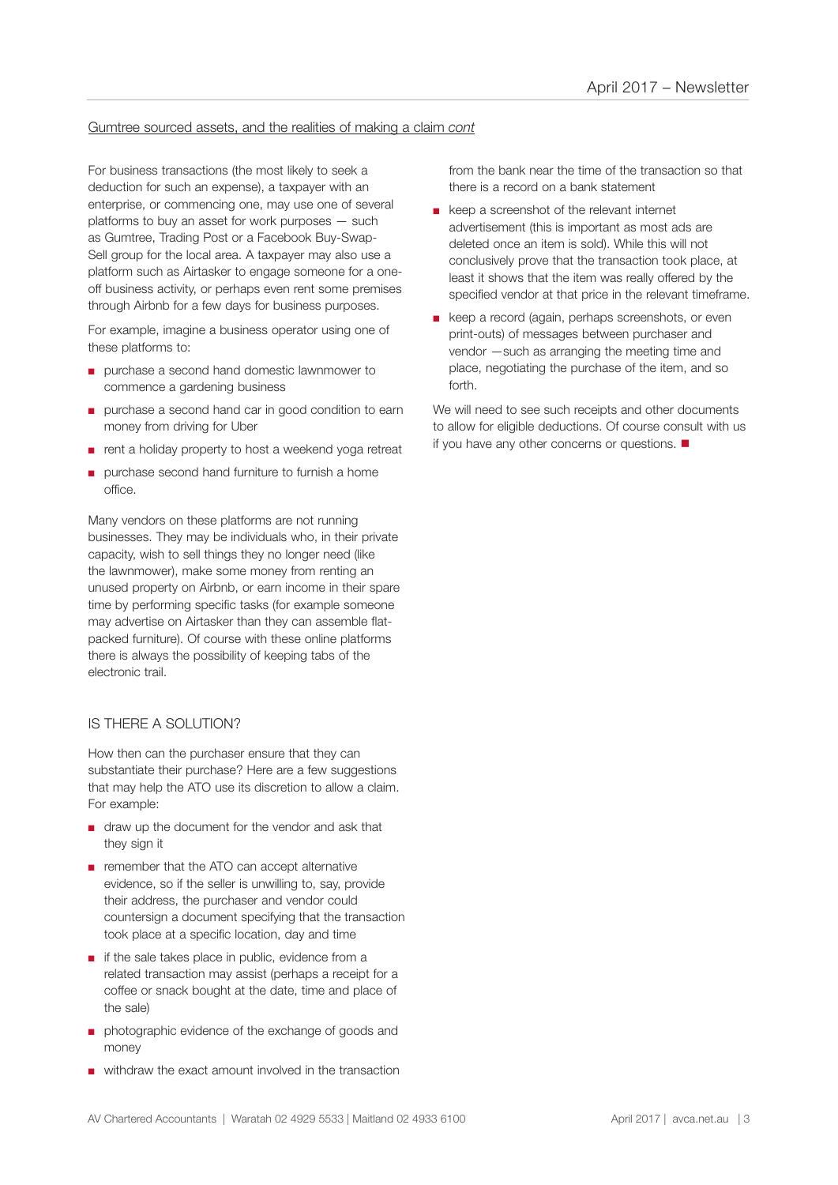Gumtree sourced assets, and the realities of making a claim *cont*

For business transactions (the most likely to seek a deduction for such an expense), a taxpayer with an enterprise, or commencing one, may use one of several platforms to buy an asset for work purposes — such as Gumtree, Trading Post or a Facebook Buy-Swap-Sell group for the local area. A taxpayer may also use a platform such as Airtasker to engage someone for a one-off business activity, or perhaps even rent some premises through Airbnb for a few days for business purposes.

For example, imagine a business operator using one of these platforms to:

- purchase a second hand domestic lawnmower to commence a gardening business
- purchase a second hand car in good condition to earn money from driving for Uber
- rent a holiday property to host a weekend yoga retreat
- purchase second hand furniture to furnish a home office.

Many vendors on these platforms are not running businesses. They may be individuals who, in their private capacity, wish to sell things they no longer need (like the lawnmower), make some money from renting an unused property on Airbnb, or earn income in their spare time by performing specific tasks (for example someone may advertise on Airtasker than they can assemble flat-packed furniture). Of course with these online platforms there is always the possibility of keeping tabs of the electronic trail.

## IS THERE A SOLUTION?

How then can the purchaser ensure that they can substantiate their purchase? Here are a few suggestions that may help the ATO use its discretion to allow a claim. For example:

- draw up the document for the vendor and ask that they sign it
- remember that the ATO can accept alternative evidence, so if the seller is unwilling to, say, provide their address, the purchaser and vendor could countersign a document specifying that the transaction took place at a specific location, day and time
- if the sale takes place in public, evidence from a related transaction may assist (perhaps a receipt for a coffee or snack bought at the date, time and place of the sale)
- photographic evidence of the exchange of goods and money
- withdraw the exact amount involved in the transaction from the bank near the time of the transaction so that there is a record on a bank statement
- keep a screenshot of the relevant internet advertisement (this is important as most ads are deleted once an item is sold). While this will not conclusively prove that the transaction took place, at least it shows that the item was really offered by the specified vendor at that price in the relevant timeframe.
- keep a record (again, perhaps screenshots, or even print-outs) of messages between purchaser and vendor —such as arranging the meeting time and place, negotiating the purchase of the item, and so forth.

We will need to see such receipts and other documents to allow for eligible deductions. Of course consult with us if you have any other concerns or questions. ■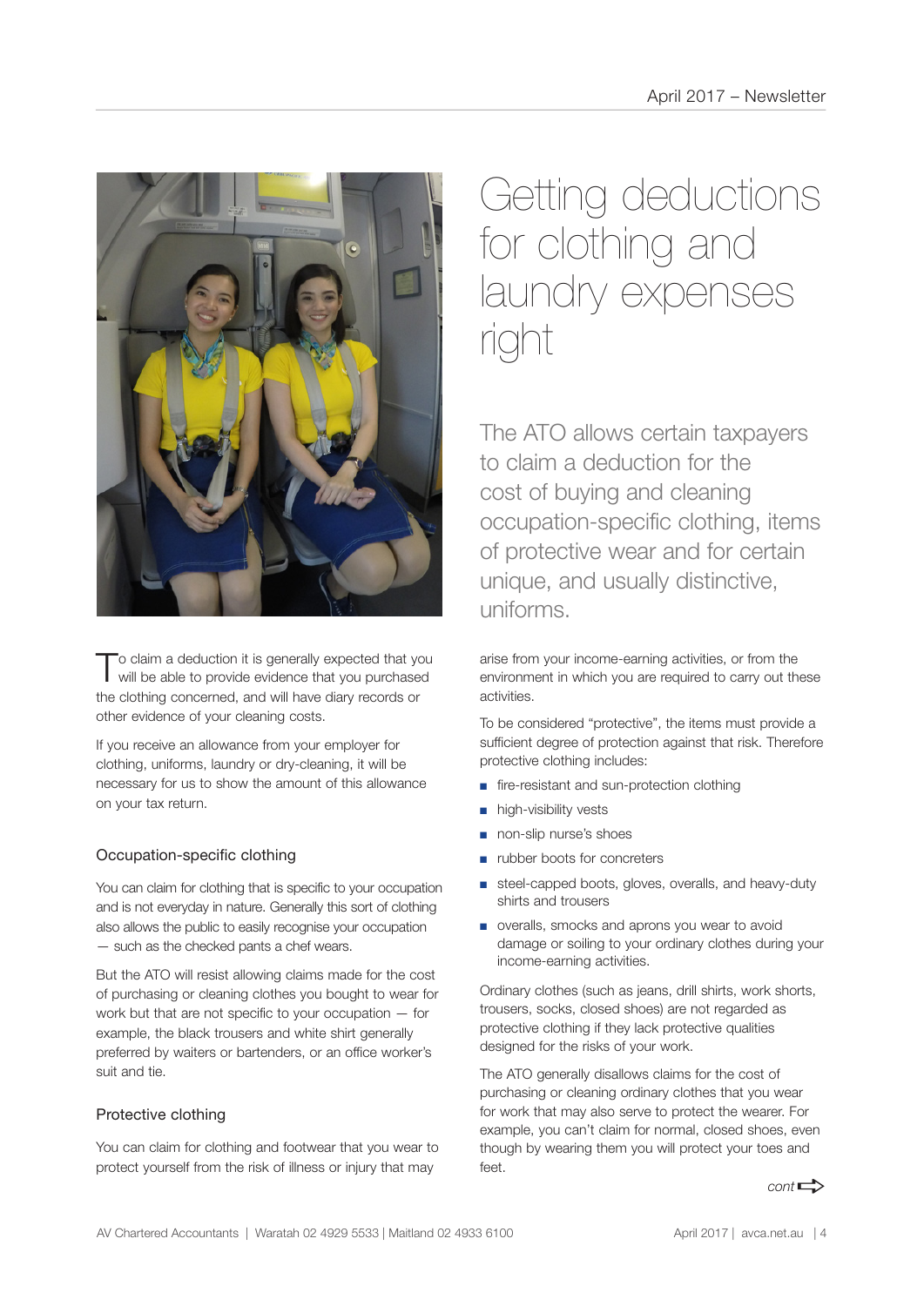# Getting deductions for clothing and laundry expenses right

The ATO allows certain taxpayers to claim a deduction for the cost of buying and cleaning occupation-specific clothing, items of protective wear and for certain unique, and usually distinctive, uniforms.

To claim a deduction it is generally expected that you will be able to provide evidence that you purchased the clothing concerned, and will have diary records or other evidence of your cleaning costs.

If you receive an allowance from your employer for clothing, uniforms, laundry or dry-cleaning, it will be necessary for us to show the amount of this allowance on your tax return.

## Occupation-specific clothing

You can claim for clothing that is specific to your occupation and is not everyday in nature. Generally this sort of clothing also allows the public to easily recognise your occupation — such as the checked pants a chef wears.

But the ATO will resist allowing claims made for the cost of purchasing or cleaning clothes you bought to wear for work but that are not specific to your occupation — for example, the black trousers and white shirt generally preferred by waiters or bartenders, or an office worker's suit and tie.

## Protective clothing

You can claim for clothing and footwear that you wear to protect yourself from the risk of illness or injury that may arise from your income-earning activities, or from the environment in which you are required to carry out these activities.

To be considered "protective", the items must provide a sufficient degree of protection against that risk. Therefore protective clothing includes:

- fire-resistant and sun-protection clothing
- high-visibility vests
- non-slip nurse's shoes
- rubber boots for concreters
- steel-capped boots, gloves, overalls, and heavy-duty shirts and trousers
- overalls, smocks and aprons you wear to avoid damage or soiling to your ordinary clothes during your income-earning activities.

Ordinary clothes (such as jeans, drill shirts, work shorts, trousers, socks, closed shoes) are not regarded as protective clothing if they lack protective qualities designed for the risks of your work.

The ATO generally disallows claims for the cost of purchasing or cleaning ordinary clothes that you wear for work that may also serve to protect the wearer. For example, you can't claim for normal, closed shoes, even though by wearing them you will protect your toes and feet.

*cont*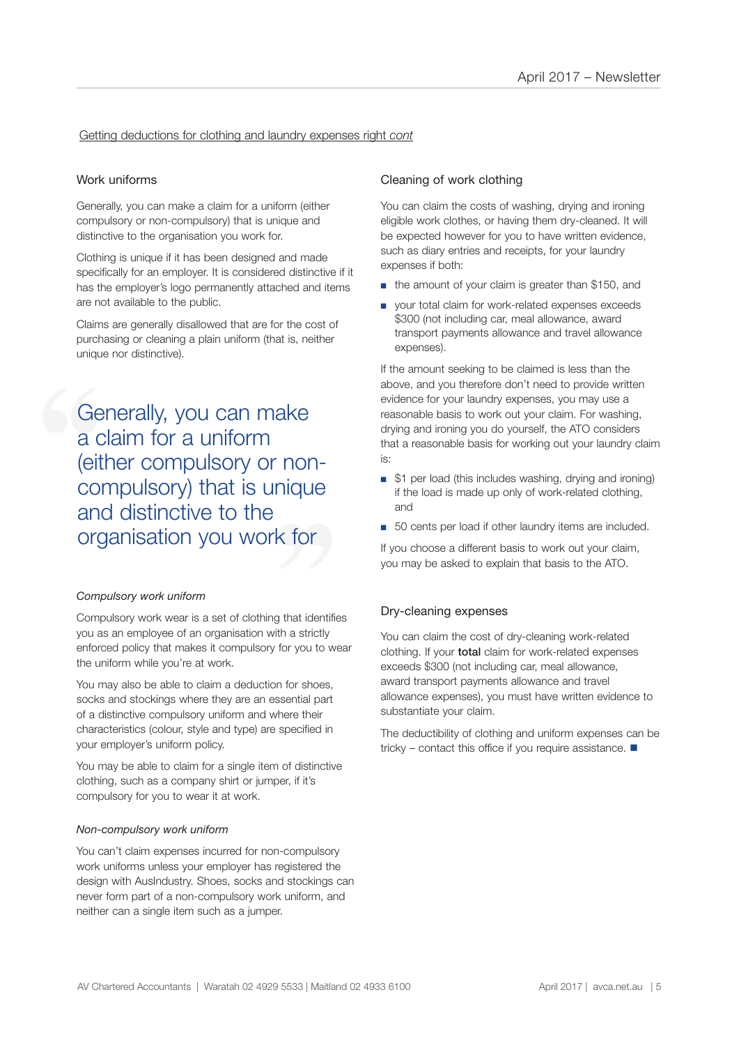Getting deductions for clothing and laundry expenses right *cont*

## Work uniforms

Generally, you can make a claim for a uniform (either compulsory or non-compulsory) that is unique and distinctive to the organisation you work for.

Clothing is unique if it has been designed and made specifically for an employer. It is considered distinctive if it has the employer's logo permanently attached and items are not available to the public.

Claims are generally disallowed that are for the cost of purchasing or cleaning a plain uniform (that is, neither unique nor distinctive).

> Generally, you can make a claim for a uniform (either compulsory or non-compulsory) that is unique and distinctive to the organisation you work for

### *Compulsory work uniform*

Compulsory work wear is a set of clothing that identifies you as an employee of an organisation with a strictly enforced policy that makes it compulsory for you to wear the uniform while you're at work.

You may also be able to claim a deduction for shoes, socks and stockings where they are an essential part of a distinctive compulsory uniform and where their characteristics (colour, style and type) are specified in your employer's uniform policy.

You may be able to claim for a single item of distinctive clothing, such as a company shirt or jumper, if it's compulsory for you to wear it at work.

### *Non-compulsory work uniform*

You can't claim expenses incurred for non-compulsory work uniforms unless your employer has registered the design with AusIndustry. Shoes, socks and stockings can never form part of a non-compulsory work uniform, and neither can a single item such as a jumper.

## Cleaning of work clothing

You can claim the costs of washing, drying and ironing eligible work clothes, or having them dry-cleaned. It will be expected however for you to have written evidence, such as diary entries and receipts, for your laundry expenses if both:

- the amount of your claim is greater than $150, and
- your total claim for work-related expenses exceeds $300 (not including car, meal allowance, award transport payments allowance and travel allowance expenses).

If the amount seeking to be claimed is less than the above, and you therefore don't need to provide written evidence for your laundry expenses, you may use a reasonable basis to work out your claim. For washing, drying and ironing you do yourself, the ATO considers that a reasonable basis for working out your laundry claim is:

- $1 per load (this includes washing, drying and ironing) if the load is made up only of work-related clothing, and
- 50 cents per load if other laundry items are included.

If you choose a different basis to work out your claim, you may be asked to explain that basis to the ATO.

## Dry-cleaning expenses

You can claim the cost of dry-cleaning work-related clothing. If your **total** claim for work-related expenses exceeds $300 (not including car, meal allowance, award transport payments allowance and travel allowance expenses), you must have written evidence to substantiate your claim.

The deductibility of clothing and uniform expenses can be tricky – contact this office if you require assistance. ■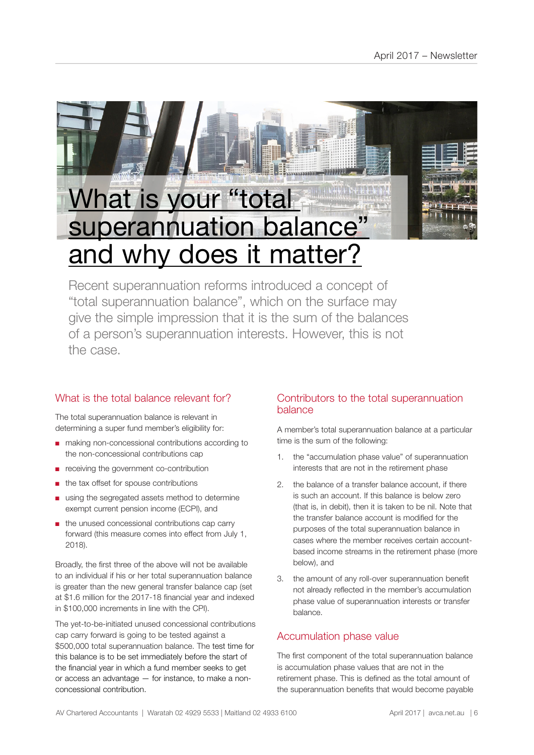# What is your "total superannuation balance" and why does it matter?

Recent superannuation reforms introduced a concept of "total superannuation balance", which on the surface may give the simple impression that it is the sum of the balances of a person's superannuation interests. However, this is not the case.

## What is the total balance relevant for?

The total superannuation balance is relevant in determining a super fund member's eligibility for:

- making non-concessional contributions according to the non-concessional contributions cap
- receiving the government co-contribution
- the tax offset for spouse contributions
- using the segregated assets method to determine exempt current pension income (ECPI), and
- the unused concessional contributions cap carry forward (this measure comes into effect from July 1, 2018).

Broadly, the first three of the above will not be available to an individual if his or her total superannuation balance is greater than the new general transfer balance cap (set at $1.6 million for the 2017-18 financial year and indexed in $100,000 increments in line with the CPI).

The yet-to-be-initiated unused concessional contributions cap carry forward is going to be tested against a $500,000 total superannuation balance. The test time for this balance is to be set immediately before the start of the financial year in which a fund member seeks to get or access an advantage — for instance, to make a non-concessional contribution.

## Contributors to the total superannuation balance

A member's total superannuation balance at a particular time is the sum of the following:

1. the "accumulation phase value" of superannuation interests that are not in the retirement phase
2. the balance of a transfer balance account, if there is such an account. If this balance is below zero (that is, in debit), then it is taken to be nil. Note that the transfer balance account is modified for the purposes of the total superannuation balance in cases where the member receives certain account-based income streams in the retirement phase (more below), and
3. the amount of any roll-over superannuation benefit not already reflected in the member's accumulation phase value of superannuation interests or transfer balance.

## Accumulation phase value

The first component of the total superannuation balance is accumulation phase values that are not in the retirement phase. This is defined as the total amount of the superannuation benefits that would become payable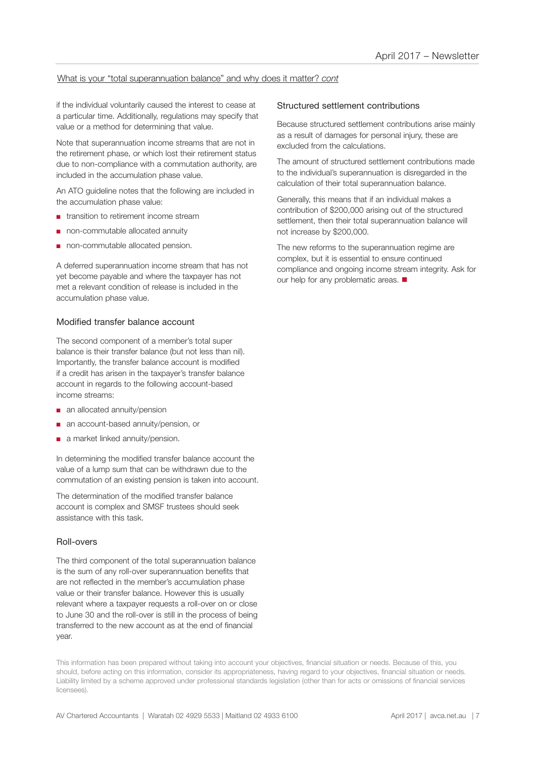What is your "total superannuation balance" and why does it matter? *cont*

if the individual voluntarily caused the interest to cease at a particular time. Additionally, regulations may specify that value or a method for determining that value.

Note that superannuation income streams that are not in the retirement phase, or which lost their retirement status due to non-compliance with a commutation authority, are included in the accumulation phase value.

An ATO guideline notes that the following are included in the accumulation phase value:

- transition to retirement income stream
- non-commutable allocated annuity
- non-commutable allocated pension.

A deferred superannuation income stream that has not yet become payable and where the taxpayer has not met a relevant condition of release is included in the accumulation phase value.

### Modified transfer balance account

The second component of a member's total super balance is their transfer balance (but not less than nil). Importantly, the transfer balance account is modified if a credit has arisen in the taxpayer's transfer balance account in regards to the following account-based income streams:

- an allocated annuity/pension
- an account-based annuity/pension, or
- a market linked annuity/pension.

In determining the modified transfer balance account the value of a lump sum that can be withdrawn due to the commutation of an existing pension is taken into account.

The determination of the modified transfer balance account is complex and SMSF trustees should seek assistance with this task.

### Roll-overs

The third component of the total superannuation balance is the sum of any roll-over superannuation benefits that are not reflected in the member's accumulation phase value or their transfer balance. However this is usually relevant where a taxpayer requests a roll-over on or close to June 30 and the roll-over is still in the process of being transferred to the new account as at the end of financial year.

### Structured settlement contributions

Because structured settlement contributions arise mainly as a result of damages for personal injury, these are excluded from the calculations.

The amount of structured settlement contributions made to the individual's superannuation is disregarded in the calculation of their total superannuation balance.

Generally, this means that if an individual makes a contribution of $200,000 arising out of the structured settlement, then their total superannuation balance will not increase by $200,000.

The new reforms to the superannuation regime are complex, but it is essential to ensure continued compliance and ongoing income stream integrity. Ask for our help for any problematic areas. ■

This information has been prepared without taking into account your objectives, financial situation or needs. Because of this, you should, before acting on this information, consider its appropriateness, having regard to your objectives, financial situation or needs. Liability limited by a scheme approved under professional standards legislation (other than for acts or omissions of financial services licensees).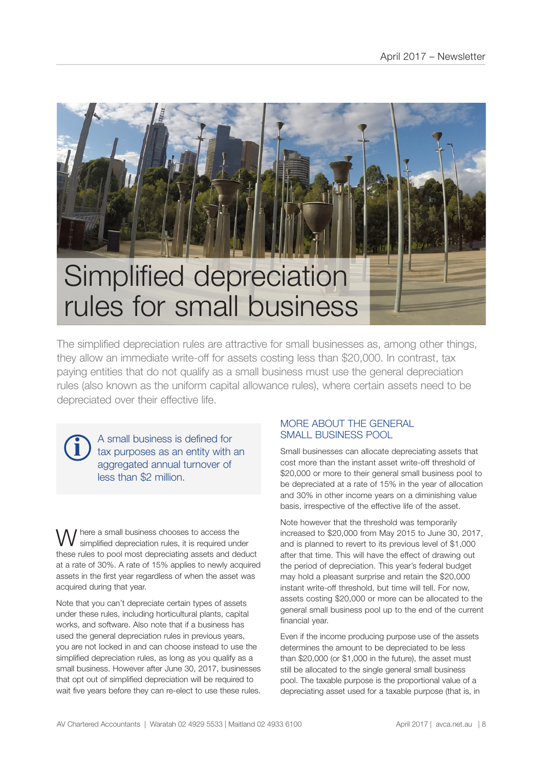# Simplified depreciation rules for small business

The simplified depreciation rules are attractive for small businesses as, among other things, they allow an immediate write-off for assets costing less than $20,000. In contrast, tax paying entities that do not qualify as a small business must use the general depreciation rules (also known as the uniform capital allowance rules), where certain assets need to be depreciated over their effective life.

> A small business is defined for tax purposes as an entity with an aggregated annual turnover of less than $2 million.

Where a small business chooses to access the simplified depreciation rules, it is required under these rules to pool most depreciating assets and deduct at a rate of 30%. A rate of 15% applies to newly acquired assets in the first year regardless of when the asset was acquired during that year.

Note that you can't depreciate certain types of assets under these rules, including horticultural plants, capital works, and software. Also note that if a business has used the general depreciation rules in previous years, you are not locked in and can choose instead to use the simplified depreciation rules, as long as you qualify as a small business. However after June 30, 2017, businesses that opt out of simplified depreciation will be required to wait five years before they can re-elect to use these rules.

## MORE ABOUT THE GENERAL SMALL BUSINESS POOL

Small businesses can allocate depreciating assets that cost more than the instant asset write-off threshold of $20,000 or more to their general small business pool to be depreciated at a rate of 15% in the year of allocation and 30% in other income years on a diminishing value basis, irrespective of the effective life of the asset.

Note however that the threshold was temporarily increased to $20,000 from May 2015 to June 30, 2017, and is planned to revert to its previous level of $1,000 after that time. This will have the effect of drawing out the period of depreciation. This year's federal budget may hold a pleasant surprise and retain the $20,000 instant write-off threshold, but time will tell. For now, assets costing $20,000 or more can be allocated to the general small business pool up to the end of the current financial year.

Even if the income producing purpose use of the assets determines the amount to be depreciated to be less than $20,000 (or $1,000 in the future), the asset must still be allocated to the single general small business pool. The taxable purpose is the proportional value of a depreciating asset used for a taxable purpose (that is, in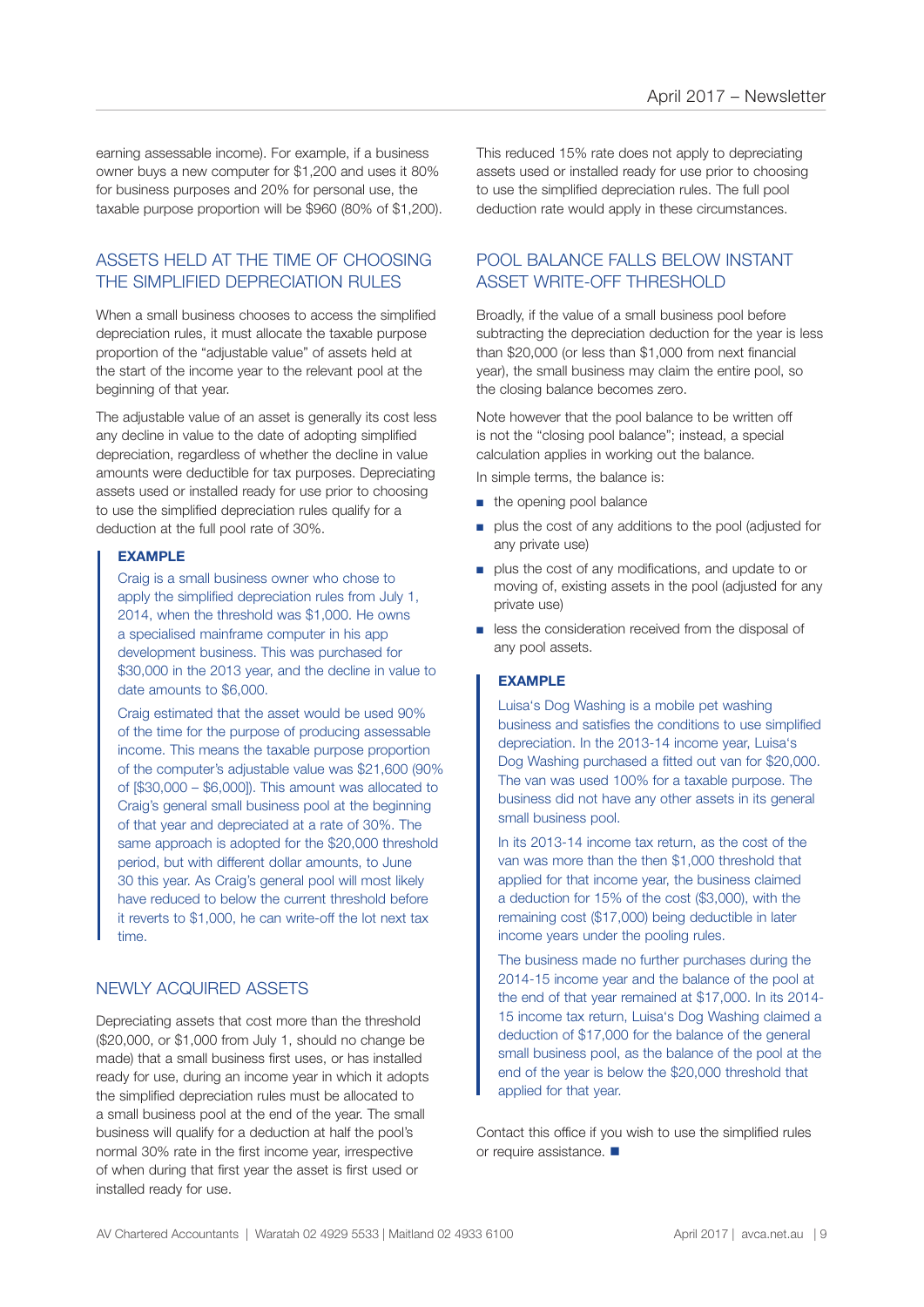earning assessable income). For example, if a business owner buys a new computer for $1,200 and uses it 80% for business purposes and 20% for personal use, the taxable purpose proportion will be $960 (80% of $1,200).

## ASSETS HELD AT THE TIME OF CHOOSING THE SIMPLIFIED DEPRECIATION RULES

When a small business chooses to access the simplified depreciation rules, it must allocate the taxable purpose proportion of the "adjustable value" of assets held at the start of the income year to the relevant pool at the beginning of that year.

The adjustable value of an asset is generally its cost less any decline in value to the date of adopting simplified depreciation, regardless of whether the decline in value amounts were deductible for tax purposes. Depreciating assets used or installed ready for use prior to choosing to use the simplified depreciation rules qualify for a deduction at the full pool rate of 30%.

> **EXAMPLE**
>
> Craig is a small business owner who chose to apply the simplified depreciation rules from July 1, 2014, when the threshold was $1,000. He owns a specialised mainframe computer in his app development business. This was purchased for $30,000 in the 2013 year, and the decline in value to date amounts to $6,000.
>
> Craig estimated that the asset would be used 90% of the time for the purpose of producing assessable income. This means the taxable purpose proportion of the computer's adjustable value was $21,600 (90% of [$30,000 – $6,000]). This amount was allocated to Craig's general small business pool at the beginning of that year and depreciated at a rate of 30%. The same approach is adopted for the $20,000 threshold period, but with different dollar amounts, to June 30 this year. As Craig's general pool will most likely have reduced to below the current threshold before it reverts to $1,000, he can write-off the lot next tax time.

## NEWLY ACQUIRED ASSETS

Depreciating assets that cost more than the threshold ($20,000, or $1,000 from July 1, should no change be made) that a small business first uses, or has installed ready for use, during an income year in which it adopts the simplified depreciation rules must be allocated to a small business pool at the end of the year. The small business will qualify for a deduction at half the pool's normal 30% rate in the first income year, irrespective of when during that first year the asset is first used or installed ready for use.

This reduced 15% rate does not apply to depreciating assets used or installed ready for use prior to choosing to use the simplified depreciation rules. The full pool deduction rate would apply in these circumstances.

## POOL BALANCE FALLS BELOW INSTANT ASSET WRITE-OFF THRESHOLD

Broadly, if the value of a small business pool before subtracting the depreciation deduction for the year is less than $20,000 (or less than $1,000 from next financial year), the small business may claim the entire pool, so the closing balance becomes zero.

Note however that the pool balance to be written off is not the "closing pool balance"; instead, a special calculation applies in working out the balance.

In simple terms, the balance is:

- the opening pool balance
- plus the cost of any additions to the pool (adjusted for any private use)
- plus the cost of any modifications, and update to or moving of, existing assets in the pool (adjusted for any private use)
- less the consideration received from the disposal of any pool assets.

> **EXAMPLE**
>
> Luisa's Dog Washing is a mobile pet washing business and satisfies the conditions to use simplified depreciation. In the 2013-14 income year, Luisa's Dog Washing purchased a fitted out van for $20,000. The van was used 100% for a taxable purpose. The business did not have any other assets in its general small business pool.
>
> In its 2013-14 income tax return, as the cost of the van was more than the then $1,000 threshold that applied for that income year, the business claimed a deduction for 15% of the cost ($3,000), with the remaining cost ($17,000) being deductible in later income years under the pooling rules.
>
> The business made no further purchases during the 2014-15 income year and the balance of the pool at the end of that year remained at $17,000. In its 2014-15 income tax return, Luisa's Dog Washing claimed a deduction of $17,000 for the balance of the general small business pool, as the balance of the pool at the end of the year is below the $20,000 threshold that applied for that year.

Contact this office if you wish to use the simplified rules or require assistance. ■